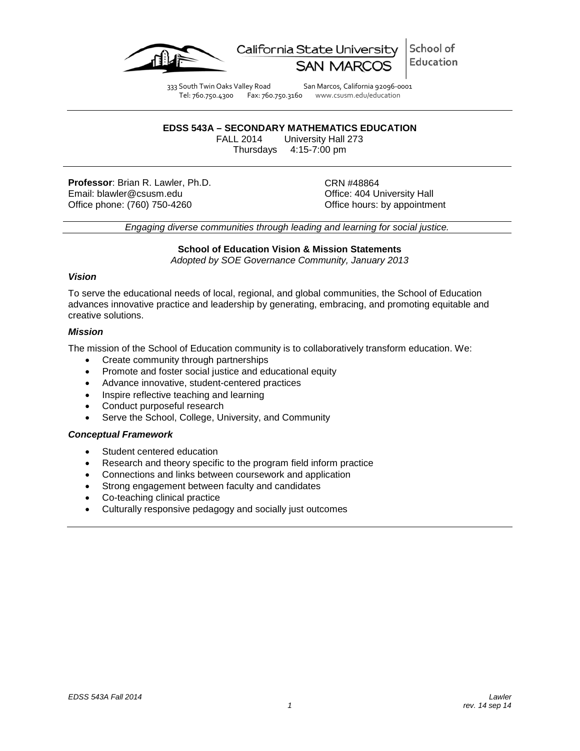California State University SAN MARCOS | School of Education

333 South Twin Oaks Valley Road San Marcos, California 92096-0001
Tel: 760.750.4300 Fax: 760.750.3160 www.csusm.edu/education

---

**EDSS 543A – SECONDARY MATHEMATICS EDUCATION**

FALL 2014 University Hall 273

Thursdays 4:15-7:00 pm

---

**Professor**: Brian R. Lawler, Ph.D.
Email: blawler@csusm.edu
Office phone: (760) 750-4260

CRN #48864
Office: 404 University Hall
Office hours: by appointment

---

*Engaging diverse communities through leading and learning for social justice.*

---

**School of Education Vision & Mission Statements**

*Adopted by SOE Governance Community, January 2013*

### *Vision*

To serve the educational needs of local, regional, and global communities, the School of Education advances innovative practice and leadership by generating, embracing, and promoting equitable and creative solutions.

### *Mission*

The mission of the School of Education community is to collaboratively transform education. We:

- Create community through partnerships
- Promote and foster social justice and educational equity
- Advance innovative, student-centered practices
- Inspire reflective teaching and learning
- Conduct purposeful research
- Serve the School, College, University, and Community

### *Conceptual Framework*

- Student centered education
- Research and theory specific to the program field inform practice
- Connections and links between coursework and application
- Strong engagement between faculty and candidates
- Co-teaching clinical practice
- Culturally responsive pedagogy and socially just outcomes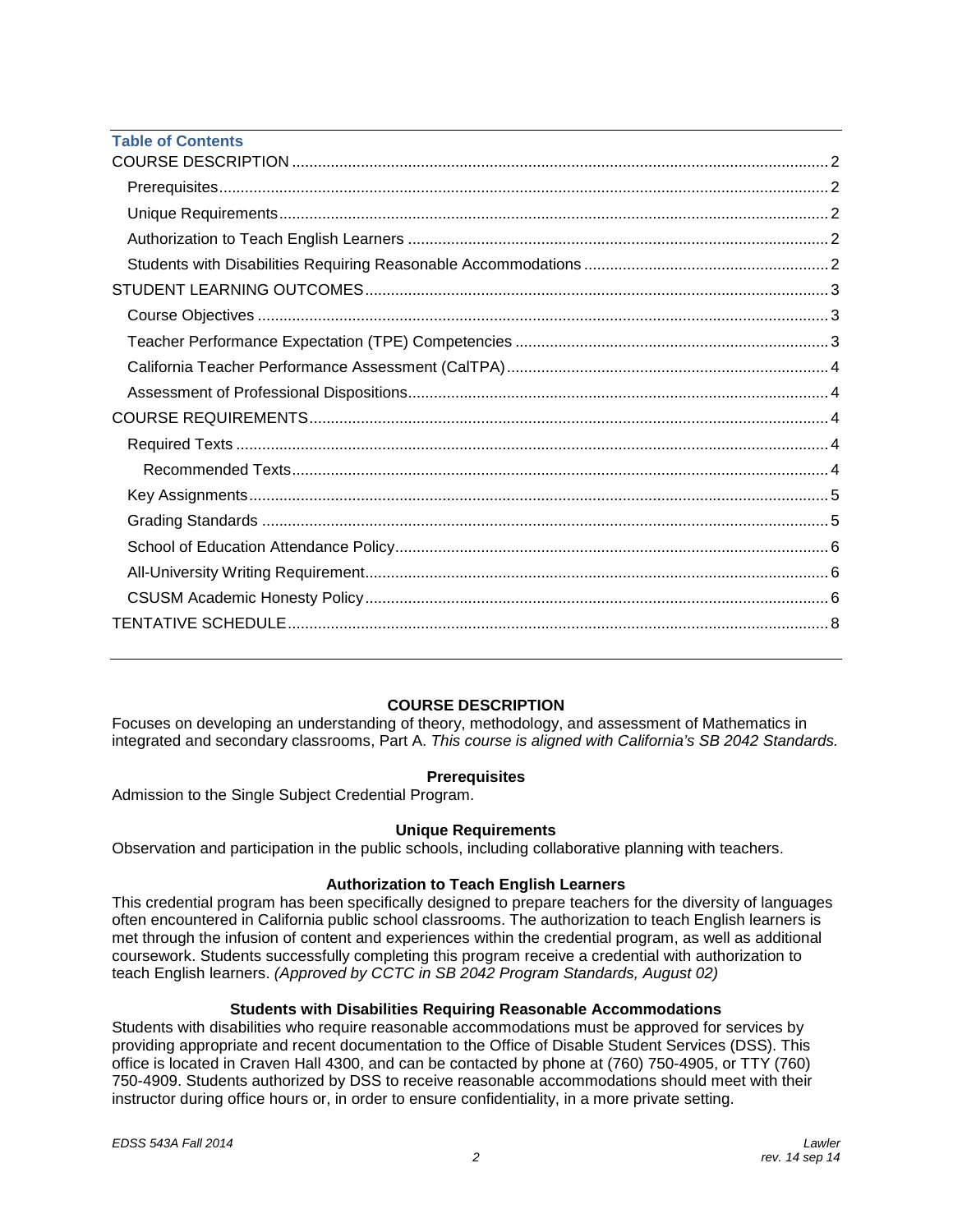**Table of Contents**

- COURSE DESCRIPTION ..... 2
  - Prerequisites ..... 2
  - Unique Requirements ..... 2
  - Authorization to Teach English Learners ..... 2
  - Students with Disabilities Requiring Reasonable Accommodations ..... 2
- STUDENT LEARNING OUTCOMES ..... 3
  - Course Objectives ..... 3
  - Teacher Performance Expectation (TPE) Competencies ..... 3
  - California Teacher Performance Assessment (CalTPA) ..... 4
  - Assessment of Professional Dispositions ..... 4
- COURSE REQUIREMENTS ..... 4
  - Required Texts ..... 4
    - Recommended Texts ..... 4
  - Key Assignments ..... 5
  - Grading Standards ..... 5
  - School of Education Attendance Policy ..... 6
  - All-University Writing Requirement ..... 6
  - CSUSM Academic Honesty Policy ..... 6
- TENTATIVE SCHEDULE ..... 8

## COURSE DESCRIPTION

Focuses on developing an understanding of theory, methodology, and assessment of Mathematics in integrated and secondary classrooms, Part A. *This course is aligned with California's SB 2042 Standards.*

### Prerequisites

Admission to the Single Subject Credential Program.

### Unique Requirements

Observation and participation in the public schools, including collaborative planning with teachers.

### Authorization to Teach English Learners

This credential program has been specifically designed to prepare teachers for the diversity of languages often encountered in California public school classrooms. The authorization to teach English learners is met through the infusion of content and experiences within the credential program, as well as additional coursework. Students successfully completing this program receive a credential with authorization to teach English learners. *(Approved by CCTC in SB 2042 Program Standards, August 02)*

### Students with Disabilities Requiring Reasonable Accommodations

Students with disabilities who require reasonable accommodations must be approved for services by providing appropriate and recent documentation to the Office of Disable Student Services (DSS). This office is located in Craven Hall 4300, and can be contacted by phone at (760) 750-4905, or TTY (760) 750-4909. Students authorized by DSS to receive reasonable accommodations should meet with their instructor during office hours or, in order to ensure confidentiality, in a more private setting.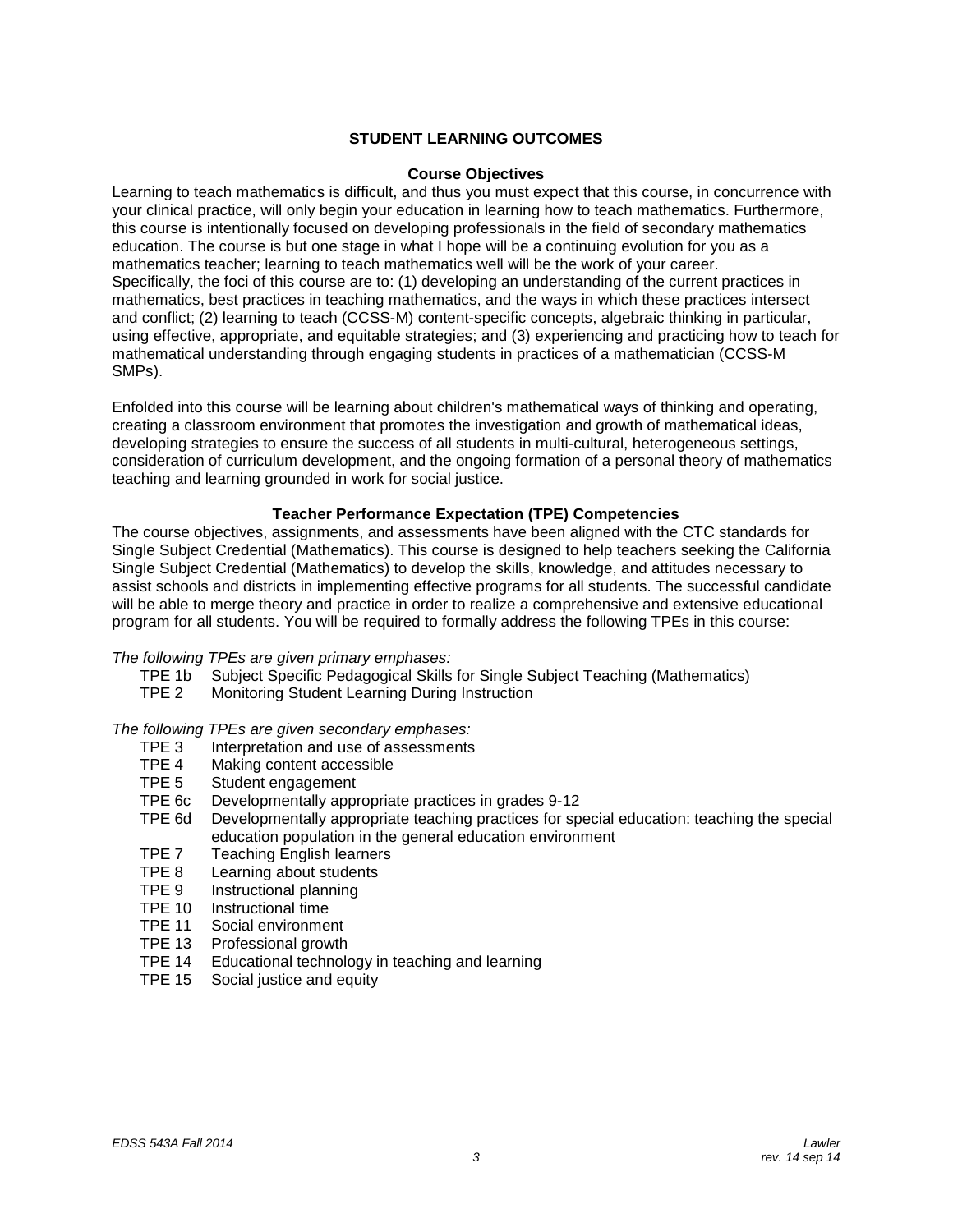## STUDENT LEARNING OUTCOMES

### Course Objectives

Learning to teach mathematics is difficult, and thus you must expect that this course, in concurrence with your clinical practice, will only begin your education in learning how to teach mathematics. Furthermore, this course is intentionally focused on developing professionals in the field of secondary mathematics education. The course is but one stage in what I hope will be a continuing evolution for you as a mathematics teacher; learning to teach mathematics well will be the work of your career. Specifically, the foci of this course are to: (1) developing an understanding of the current practices in mathematics, best practices in teaching mathematics, and the ways in which these practices intersect and conflict; (2) learning to teach (CCSS-M) content-specific concepts, algebraic thinking in particular, using effective, appropriate, and equitable strategies; and (3) experiencing and practicing how to teach for mathematical understanding through engaging students in practices of a mathematician (CCSS-M SMPs).

Enfolded into this course will be learning about children's mathematical ways of thinking and operating, creating a classroom environment that promotes the investigation and growth of mathematical ideas, developing strategies to ensure the success of all students in multi-cultural, heterogeneous settings, consideration of curriculum development, and the ongoing formation of a personal theory of mathematics teaching and learning grounded in work for social justice.

### Teacher Performance Expectation (TPE) Competencies

The course objectives, assignments, and assessments have been aligned with the CTC standards for Single Subject Credential (Mathematics). This course is designed to help teachers seeking the California Single Subject Credential (Mathematics) to develop the skills, knowledge, and attitudes necessary to assist schools and districts in implementing effective programs for all students. The successful candidate will be able to merge theory and practice in order to realize a comprehensive and extensive educational program for all students. You will be required to formally address the following TPEs in this course:

*The following TPEs are given primary emphases:*

- TPE 1b Subject Specific Pedagogical Skills for Single Subject Teaching (Mathematics)
- TPE 2 Monitoring Student Learning During Instruction

*The following TPEs are given secondary emphases:*

- TPE 3 Interpretation and use of assessments
- TPE 4 Making content accessible
- TPE 5 Student engagement
- TPE 6c Developmentally appropriate practices in grades 9-12
- TPE 6d Developmentally appropriate teaching practices for special education: teaching the special education population in the general education environment
- TPE 7 Teaching English learners
- TPE 8 Learning about students
- TPE 9 Instructional planning
- TPE 10 Instructional time
- TPE 11 Social environment
- TPE 13 Professional growth
- TPE 14 Educational technology in teaching and learning
- TPE 15 Social justice and equity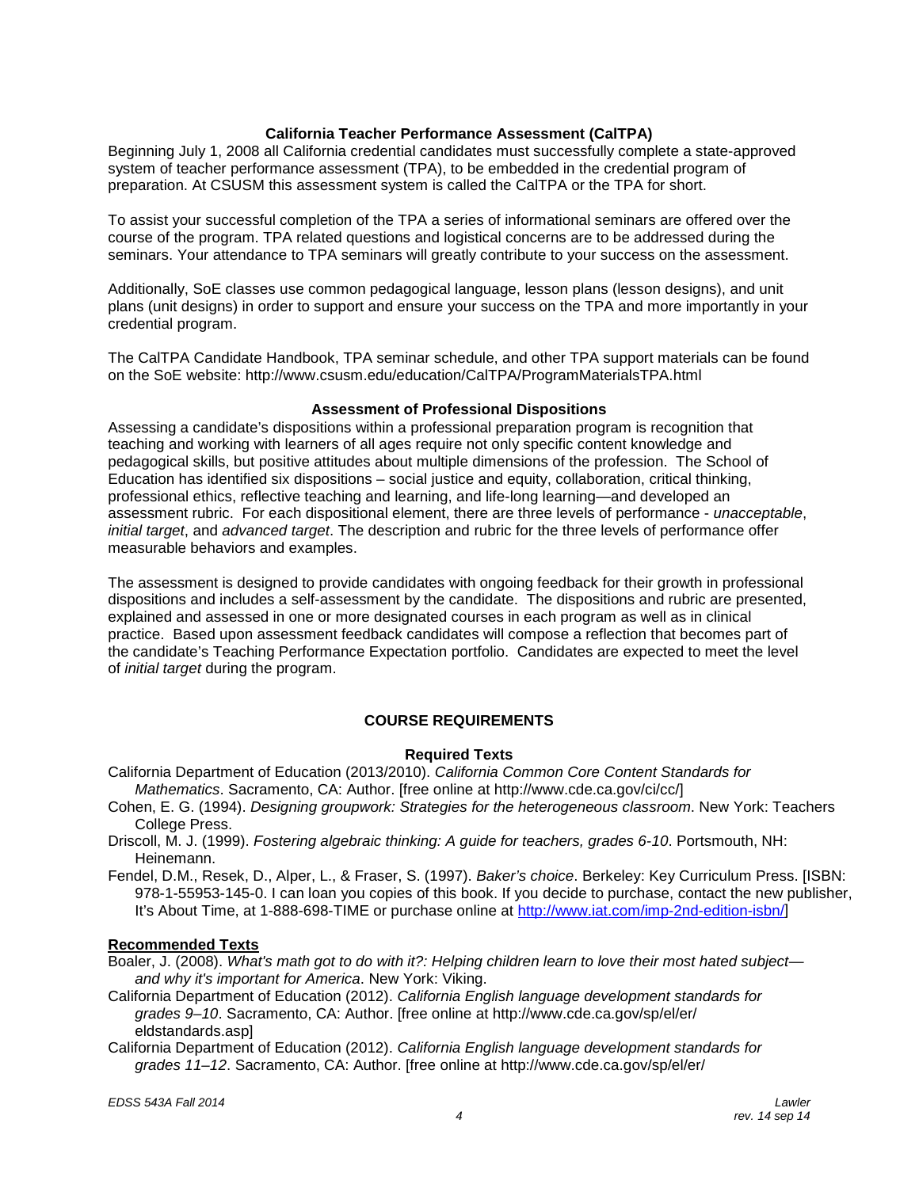### California Teacher Performance Assessment (CalTPA)

Beginning July 1, 2008 all California credential candidates must successfully complete a state-approved system of teacher performance assessment (TPA), to be embedded in the credential program of preparation. At CSUSM this assessment system is called the CalTPA or the TPA for short.

To assist your successful completion of the TPA a series of informational seminars are offered over the course of the program. TPA related questions and logistical concerns are to be addressed during the seminars. Your attendance to TPA seminars will greatly contribute to your success on the assessment.

Additionally, SoE classes use common pedagogical language, lesson plans (lesson designs), and unit plans (unit designs) in order to support and ensure your success on the TPA and more importantly in your credential program.

The CalTPA Candidate Handbook, TPA seminar schedule, and other TPA support materials can be found on the SoE website: http://www.csusm.edu/education/CalTPA/ProgramMaterialsTPA.html

### Assessment of Professional Dispositions

Assessing a candidate's dispositions within a professional preparation program is recognition that teaching and working with learners of all ages require not only specific content knowledge and pedagogical skills, but positive attitudes about multiple dimensions of the profession. The School of Education has identified six dispositions – social justice and equity, collaboration, critical thinking, professional ethics, reflective teaching and learning, and life-long learning—and developed an assessment rubric. For each dispositional element, there are three levels of performance - *unacceptable*, *initial target*, and *advanced target*. The description and rubric for the three levels of performance offer measurable behaviors and examples.

The assessment is designed to provide candidates with ongoing feedback for their growth in professional dispositions and includes a self-assessment by the candidate. The dispositions and rubric are presented, explained and assessed in one or more designated courses in each program as well as in clinical practice. Based upon assessment feedback candidates will compose a reflection that becomes part of the candidate's Teaching Performance Expectation portfolio. Candidates are expected to meet the level of *initial target* during the program.

## COURSE REQUIREMENTS

### Required Texts

California Department of Education (2013/2010). *California Common Core Content Standards for Mathematics*. Sacramento, CA: Author. [free online at http://www.cde.ca.gov/ci/cc/]

Cohen, E. G. (1994). *Designing groupwork: Strategies for the heterogeneous classroom*. New York: Teachers College Press.

Driscoll, M. J. (1999). *Fostering algebraic thinking: A guide for teachers, grades 6-10*. Portsmouth, NH: Heinemann.

Fendel, D.M., Resek, D., Alper, L., & Fraser, S. (1997). *Baker's choice*. Berkeley: Key Curriculum Press. [ISBN: 978-1-55953-145-0. I can loan you copies of this book. If you decide to purchase, contact the new publisher, It's About Time, at 1-888-698-TIME or purchase online at http://www.iat.com/imp-2nd-edition-isbn/]

**Recommended Texts**

Boaler, J. (2008). *What's math got to do with it?: Helping children learn to love their most hated subject—and why it's important for America*. New York: Viking.

California Department of Education (2012). *California English language development standards for grades 9–10*. Sacramento, CA: Author. [free online at http://www.cde.ca.gov/sp/el/er/eldstandards.asp]

California Department of Education (2012). *California English language development standards for grades 11–12*. Sacramento, CA: Author. [free online at http://www.cde.ca.gov/sp/el/er/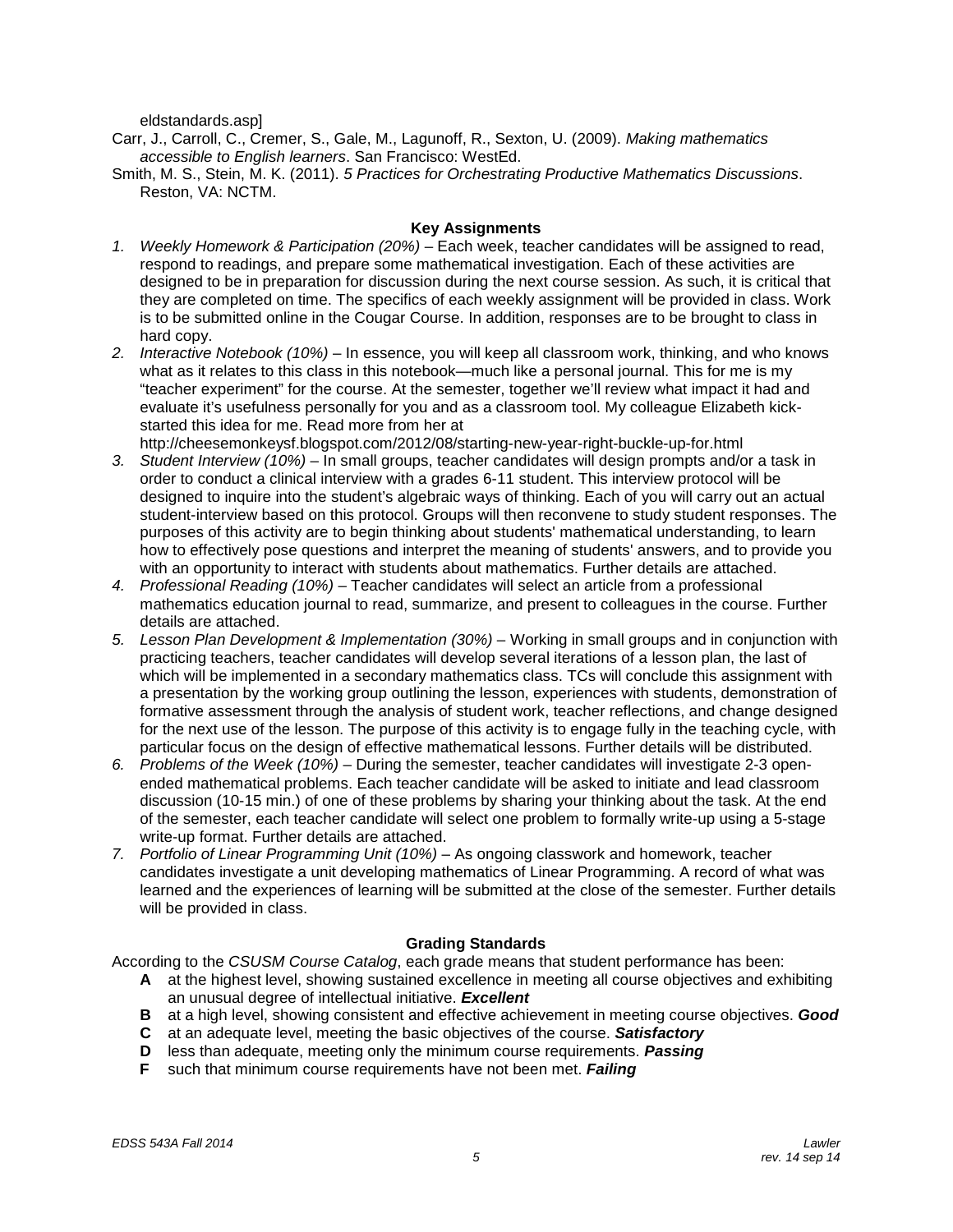eldstandards.asp]

Carr, J., Carroll, C., Cremer, S., Gale, M., Lagunoff, R., Sexton, U. (2009). *Making mathematics accessible to English learners*. San Francisco: WestEd.

Smith, M. S., Stein, M. K. (2011). *5 Practices for Orchestrating Productive Mathematics Discussions*. Reston, VA: NCTM.

### Key Assignments

1. *Weekly Homework & Participation (20%)* – Each week, teacher candidates will be assigned to read, respond to readings, and prepare some mathematical investigation. Each of these activities are designed to be in preparation for discussion during the next course session. As such, it is critical that they are completed on time. The specifics of each weekly assignment will be provided in class. Work is to be submitted online in the Cougar Course. In addition, responses are to be brought to class in hard copy.
2. *Interactive Notebook (10%)* – In essence, you will keep all classroom work, thinking, and who knows what as it relates to this class in this notebook—much like a personal journal. This for me is my "teacher experiment" for the course. At the semester, together we'll review what impact it had and evaluate it's usefulness personally for you and as a classroom tool. My colleague Elizabeth kick-started this idea for me. Read more from her at http://cheesemonkeysf.blogspot.com/2012/08/starting-new-year-right-buckle-up-for.html
3. *Student Interview (10%)* – In small groups, teacher candidates will design prompts and/or a task in order to conduct a clinical interview with a grades 6-11 student. This interview protocol will be designed to inquire into the student's algebraic ways of thinking. Each of you will carry out an actual student-interview based on this protocol. Groups will then reconvene to study student responses. The purposes of this activity are to begin thinking about students' mathematical understanding, to learn how to effectively pose questions and interpret the meaning of students' answers, and to provide you with an opportunity to interact with students about mathematics. Further details are attached.
4. *Professional Reading (10%)* – Teacher candidates will select an article from a professional mathematics education journal to read, summarize, and present to colleagues in the course. Further details are attached.
5. *Lesson Plan Development & Implementation (30%)* – Working in small groups and in conjunction with practicing teachers, teacher candidates will develop several iterations of a lesson plan, the last of which will be implemented in a secondary mathematics class. TCs will conclude this assignment with a presentation by the working group outlining the lesson, experiences with students, demonstration of formative assessment through the analysis of student work, teacher reflections, and change designed for the next use of the lesson. The purpose of this activity is to engage fully in the teaching cycle, with particular focus on the design of effective mathematical lessons. Further details will be distributed.
6. *Problems of the Week (10%)* – During the semester, teacher candidates will investigate 2-3 open-ended mathematical problems. Each teacher candidate will be asked to initiate and lead classroom discussion (10-15 min.) of one of these problems by sharing your thinking about the task. At the end of the semester, each teacher candidate will select one problem to formally write-up using a 5-stage write-up format. Further details are attached.
7. *Portfolio of Linear Programming Unit (10%)* – As ongoing classwork and homework, teacher candidates investigate a unit developing mathematics of Linear Programming. A record of what was learned and the experiences of learning will be submitted at the close of the semester. Further details will be provided in class.

### Grading Standards

According to the *CSUSM Course Catalog*, each grade means that student performance has been:

- **A** at the highest level, showing sustained excellence in meeting all course objectives and exhibiting an unusual degree of intellectual initiative. ***Excellent***
- **B** at a high level, showing consistent and effective achievement in meeting course objectives. ***Good***
- **C** at an adequate level, meeting the basic objectives of the course. ***Satisfactory***
- **D** less than adequate, meeting only the minimum course requirements. ***Passing***
- **F** such that minimum course requirements have not been met. ***Failing***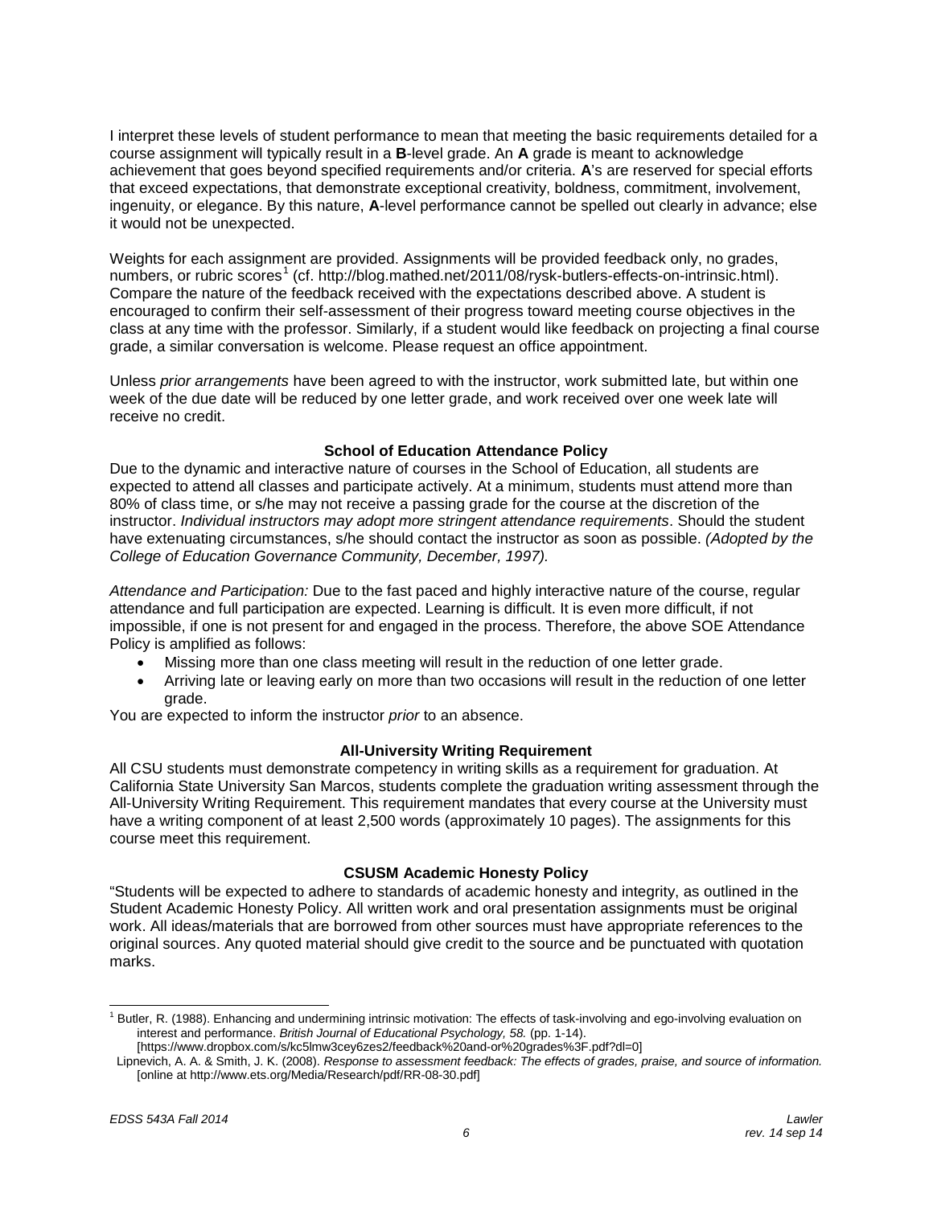I interpret these levels of student performance to mean that meeting the basic requirements detailed for a course assignment will typically result in a **B**-level grade. An **A** grade is meant to acknowledge achievement that goes beyond specified requirements and/or criteria. **A**'s are reserved for special efforts that exceed expectations, that demonstrate exceptional creativity, boldness, commitment, involvement, ingenuity, or elegance. By this nature, **A**-level performance cannot be spelled out clearly in advance; else it would not be unexpected.

Weights for each assignment are provided. Assignments will be provided feedback only, no grades, numbers, or rubric scores[1] (cf. http://blog.mathed.net/2011/08/rysk-butlers-effects-on-intrinsic.html). Compare the nature of the feedback received with the expectations described above. A student is encouraged to confirm their self-assessment of their progress toward meeting course objectives in the class at any time with the professor. Similarly, if a student would like feedback on projecting a final course grade, a similar conversation is welcome. Please request an office appointment.

Unless *prior arrangements* have been agreed to with the instructor, work submitted late, but within one week of the due date will be reduced by one letter grade, and work received over one week late will receive no credit.

### School of Education Attendance Policy

Due to the dynamic and interactive nature of courses in the School of Education, all students are expected to attend all classes and participate actively. At a minimum, students must attend more than 80% of class time, or s/he may not receive a passing grade for the course at the discretion of the instructor. *Individual instructors may adopt more stringent attendance requirements*. Should the student have extenuating circumstances, s/he should contact the instructor as soon as possible. *(Adopted by the College of Education Governance Community, December, 1997).*

*Attendance and Participation:* Due to the fast paced and highly interactive nature of the course, regular attendance and full participation are expected. Learning is difficult. It is even more difficult, if not impossible, if one is not present for and engaged in the process. Therefore, the above SOE Attendance Policy is amplified as follows:

- Missing more than one class meeting will result in the reduction of one letter grade.
- Arriving late or leaving early on more than two occasions will result in the reduction of one letter grade.

You are expected to inform the instructor *prior* to an absence.

### All-University Writing Requirement

All CSU students must demonstrate competency in writing skills as a requirement for graduation. At California State University San Marcos, students complete the graduation writing assessment through the All-University Writing Requirement. This requirement mandates that every course at the University must have a writing component of at least 2,500 words (approximately 10 pages). The assignments for this course meet this requirement.

### CSUSM Academic Honesty Policy

"Students will be expected to adhere to standards of academic honesty and integrity, as outlined in the Student Academic Honesty Policy. All written work and oral presentation assignments must be original work. All ideas/materials that are borrowed from other sources must have appropriate references to the original sources. Any quoted material should give credit to the source and be punctuated with quotation marks.

---

[1] Butler, R. (1988). Enhancing and undermining intrinsic motivation: The effects of task-involving and ego-involving evaluation on interest and performance. *British Journal of Educational Psychology, 58.* (pp. 1-14). [https://www.dropbox.com/s/kc5lmw3cey6zes2/feedback%20and-or%20grades%3F.pdf?dl=0]

Lipnevich, A. A. & Smith, J. K. (2008). *Response to assessment feedback: The effects of grades, praise, and source of information.* [online at http://www.ets.org/Media/Research/pdf/RR-08-30.pdf]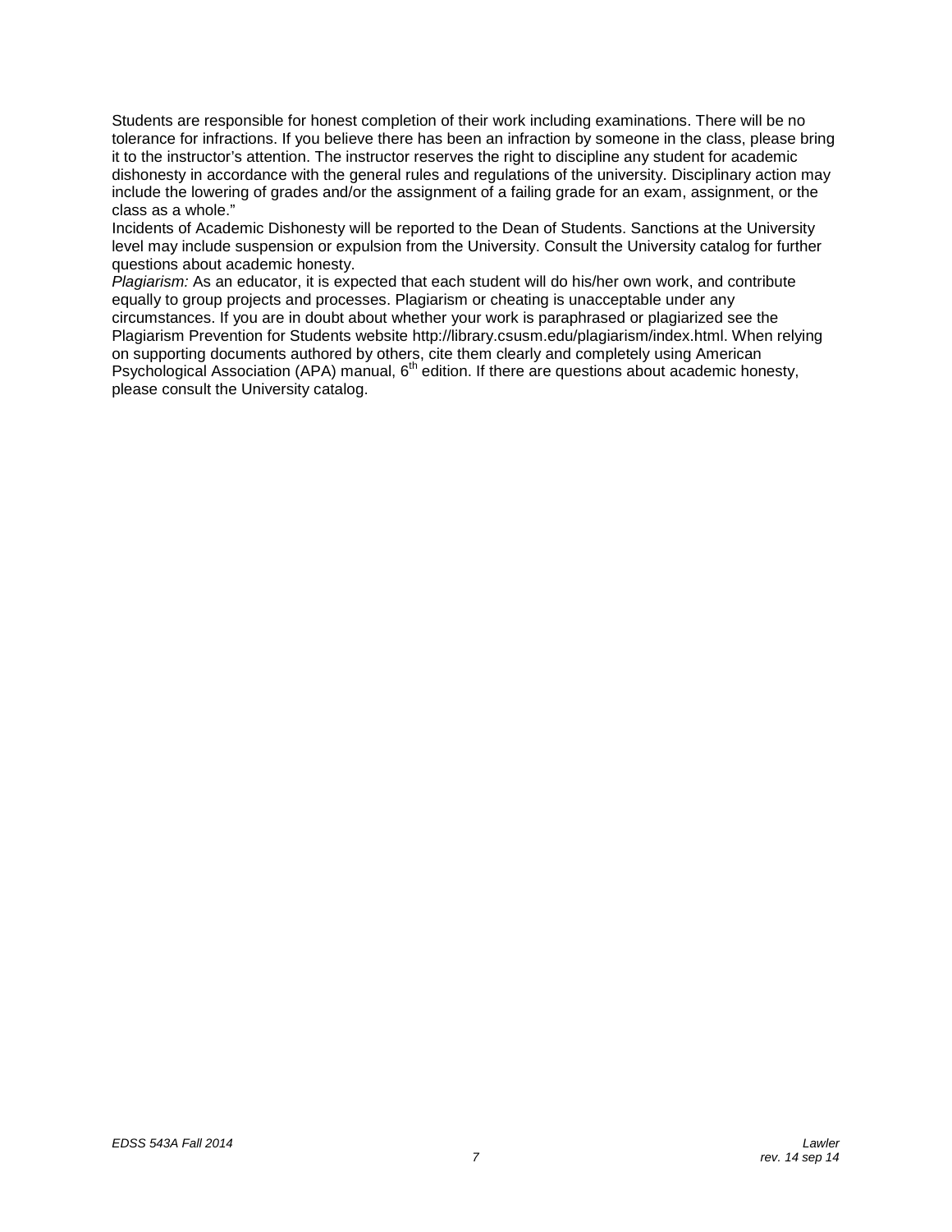Students are responsible for honest completion of their work including examinations. There will be no tolerance for infractions. If you believe there has been an infraction by someone in the class, please bring it to the instructor's attention. The instructor reserves the right to discipline any student for academic dishonesty in accordance with the general rules and regulations of the university. Disciplinary action may include the lowering of grades and/or the assignment of a failing grade for an exam, assignment, or the class as a whole."

Incidents of Academic Dishonesty will be reported to the Dean of Students. Sanctions at the University level may include suspension or expulsion from the University. Consult the University catalog for further questions about academic honesty.

*Plagiarism:* As an educator, it is expected that each student will do his/her own work, and contribute equally to group projects and processes. Plagiarism or cheating is unacceptable under any circumstances. If you are in doubt about whether your work is paraphrased or plagiarized see the Plagiarism Prevention for Students website http://library.csusm.edu/plagiarism/index.html. When relying on supporting documents authored by others, cite them clearly and completely using American Psychological Association (APA) manual, 6th edition. If there are questions about academic honesty, please consult the University catalog.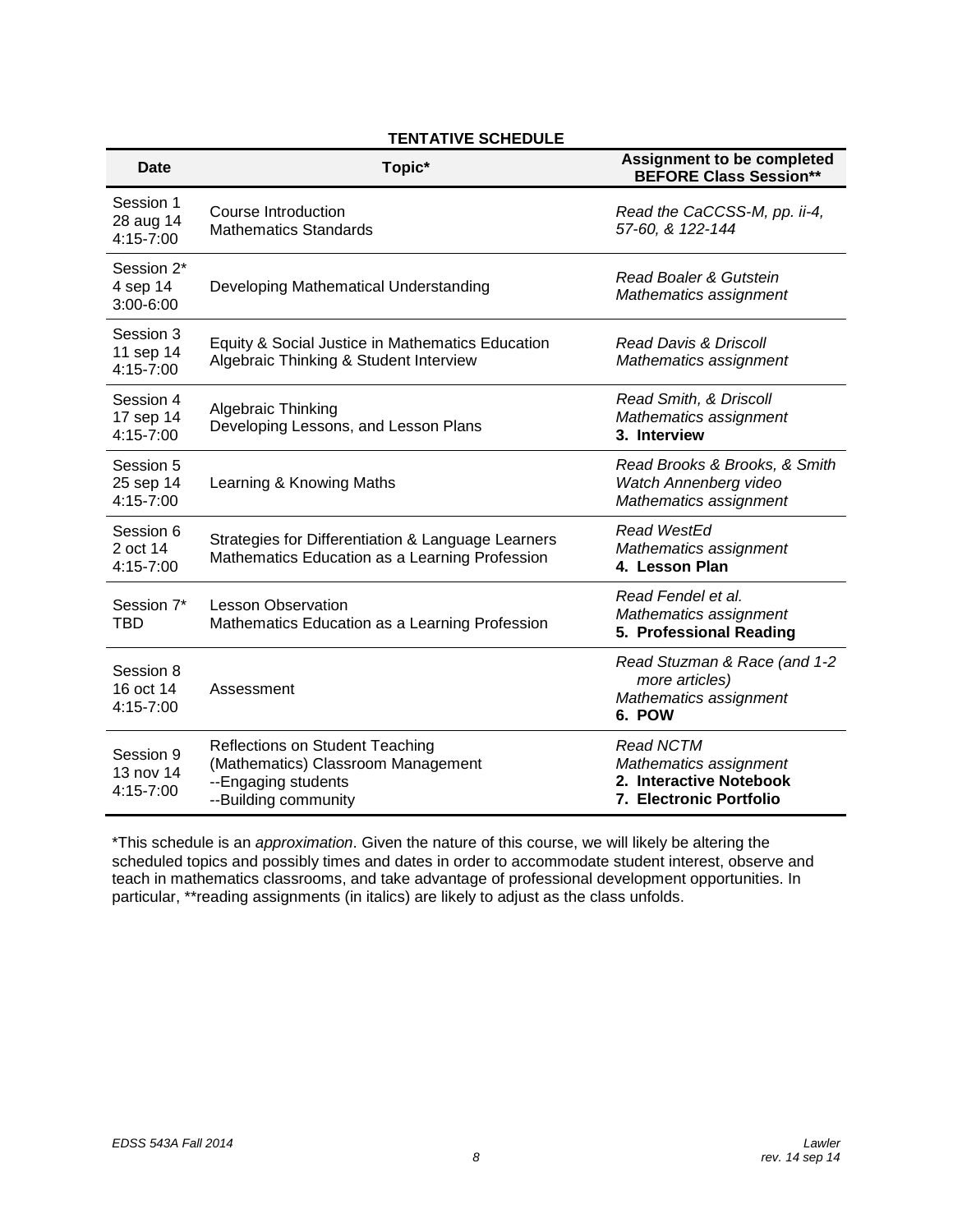**TENTATIVE SCHEDULE**

| Date | Topic* | Assignment to be completed BEFORE Class Session** |
|---|---|---|
| Session 1<br>28 aug 14<br>4:15-7:00 | Course Introduction<br>Mathematics Standards | *Read the CaCCSS-M, pp. ii-4, 57-60, & 122-144* |
| Session 2*<br>4 sep 14<br>3:00-6:00 | Developing Mathematical Understanding | *Read Boaler & Gutstein*<br>*Mathematics assignment* |
| Session 3<br>11 sep 14<br>4:15-7:00 | Equity & Social Justice in Mathematics Education<br>Algebraic Thinking & Student Interview | *Read Davis & Driscoll*<br>*Mathematics assignment* |
| Session 4<br>17 sep 14<br>4:15-7:00 | Algebraic Thinking<br>Developing Lessons, and Lesson Plans | *Read Smith, & Driscoll*<br>*Mathematics assignment*<br>**3. Interview** |
| Session 5<br>25 sep 14<br>4:15-7:00 | Learning & Knowing Maths | *Read Brooks & Brooks, & Smith*<br>*Watch Annenberg video*<br>*Mathematics assignment* |
| Session 6<br>2 oct 14<br>4:15-7:00 | Strategies for Differentiation & Language Learners<br>Mathematics Education as a Learning Profession | *Read WestEd*<br>*Mathematics assignment*<br>**4. Lesson Plan** |
| Session 7*<br>TBD | Lesson Observation<br>Mathematics Education as a Learning Profession | *Read Fendel et al.*<br>*Mathematics assignment*<br>**5. Professional Reading** |
| Session 8<br>16 oct 14<br>4:15-7:00 | Assessment | *Read Stuzman & Race (and 1-2 more articles)*<br>*Mathematics assignment*<br>**6. POW** |
| Session 9<br>13 nov 14<br>4:15-7:00 | Reflections on Student Teaching<br>(Mathematics) Classroom Management<br>--Engaging students<br>--Building community | *Read NCTM*<br>*Mathematics assignment*<br>**2. Interactive Notebook**<br>**7. Electronic Portfolio** |

*This schedule is an *approximation*. Given the nature of this course, we will likely be altering the scheduled topics and possibly times and dates in order to accommodate student interest, observe and teach in mathematics classrooms, and take advantage of professional development opportunities. In particular, **reading assignments (in italics) are likely to adjust as the class unfolds.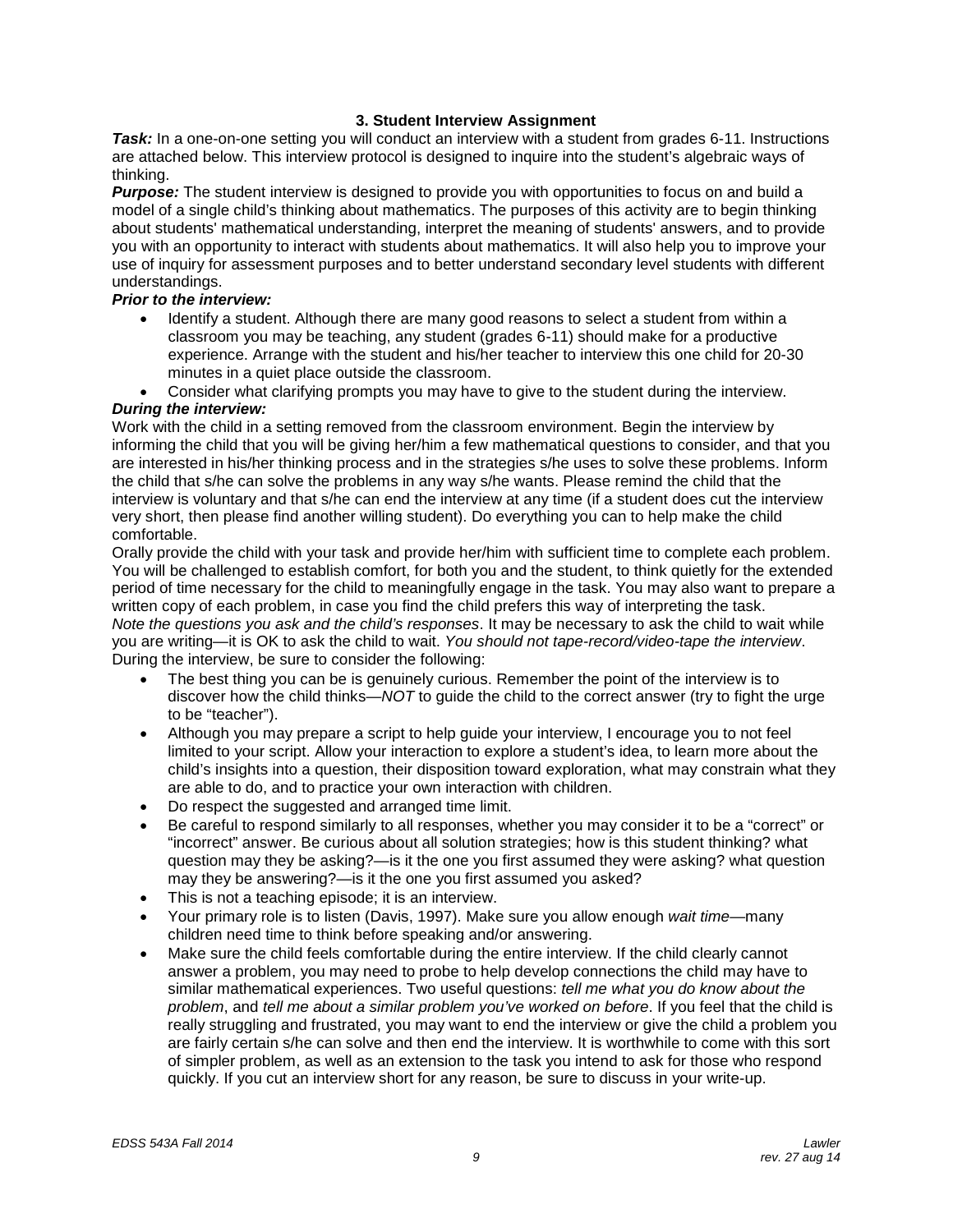### 3. Student Interview Assignment

***Task:*** In a one-on-one setting you will conduct an interview with a student from grades 6-11. Instructions are attached below. This interview protocol is designed to inquire into the student's algebraic ways of thinking.

***Purpose:*** The student interview is designed to provide you with opportunities to focus on and build a model of a single child's thinking about mathematics. The purposes of this activity are to begin thinking about students' mathematical understanding, interpret the meaning of students' answers, and to provide you with an opportunity to interact with students about mathematics. It will also help you to improve your use of inquiry for assessment purposes and to better understand secondary level students with different understandings.

***Prior to the interview:***

- Identify a student. Although there are many good reasons to select a student from within a classroom you may be teaching, any student (grades 6-11) should make for a productive experience. Arrange with the student and his/her teacher to interview this one child for 20-30 minutes in a quiet place outside the classroom.
- Consider what clarifying prompts you may have to give to the student during the interview.

***During the interview:***

Work with the child in a setting removed from the classroom environment. Begin the interview by informing the child that you will be giving her/him a few mathematical questions to consider, and that you are interested in his/her thinking process and in the strategies s/he uses to solve these problems. Inform the child that s/he can solve the problems in any way s/he wants. Please remind the child that the interview is voluntary and that s/he can end the interview at any time (if a student does cut the interview very short, then please find another willing student). Do everything you can to help make the child comfortable.

Orally provide the child with your task and provide her/him with sufficient time to complete each problem. You will be challenged to establish comfort, for both you and the student, to think quietly for the extended period of time necessary for the child to meaningfully engage in the task. You may also want to prepare a written copy of each problem, in case you find the child prefers this way of interpreting the task. *Note the questions you ask and the child's responses*. It may be necessary to ask the child to wait while you are writing—it is OK to ask the child to wait. *You should not tape-record/video-tape the interview*. During the interview, be sure to consider the following:

- The best thing you can be is genuinely curious. Remember the point of the interview is to discover how the child thinks—*NOT* to guide the child to the correct answer (try to fight the urge to be "teacher").
- Although you may prepare a script to help guide your interview, I encourage you to not feel limited to your script. Allow your interaction to explore a student's idea, to learn more about the child's insights into a question, their disposition toward exploration, what may constrain what they are able to do, and to practice your own interaction with children.
- Do respect the suggested and arranged time limit.
- Be careful to respond similarly to all responses, whether you may consider it to be a "correct" or "incorrect" answer. Be curious about all solution strategies; how is this student thinking? what question may they be asking?—is it the one you first assumed they were asking? what question may they be answering?—is it the one you first assumed you asked?
- This is not a teaching episode; it is an interview.
- Your primary role is to listen (Davis, 1997). Make sure you allow enough *wait time*—many children need time to think before speaking and/or answering.
- Make sure the child feels comfortable during the entire interview. If the child clearly cannot answer a problem, you may need to probe to help develop connections the child may have to similar mathematical experiences. Two useful questions: *tell me what you do know about the problem*, and *tell me about a similar problem you've worked on before*. If you feel that the child is really struggling and frustrated, you may want to end the interview or give the child a problem you are fairly certain s/he can solve and then end the interview. It is worthwhile to come with this sort of simpler problem, as well as an extension to the task you intend to ask for those who respond quickly. If you cut an interview short for any reason, be sure to discuss in your write-up.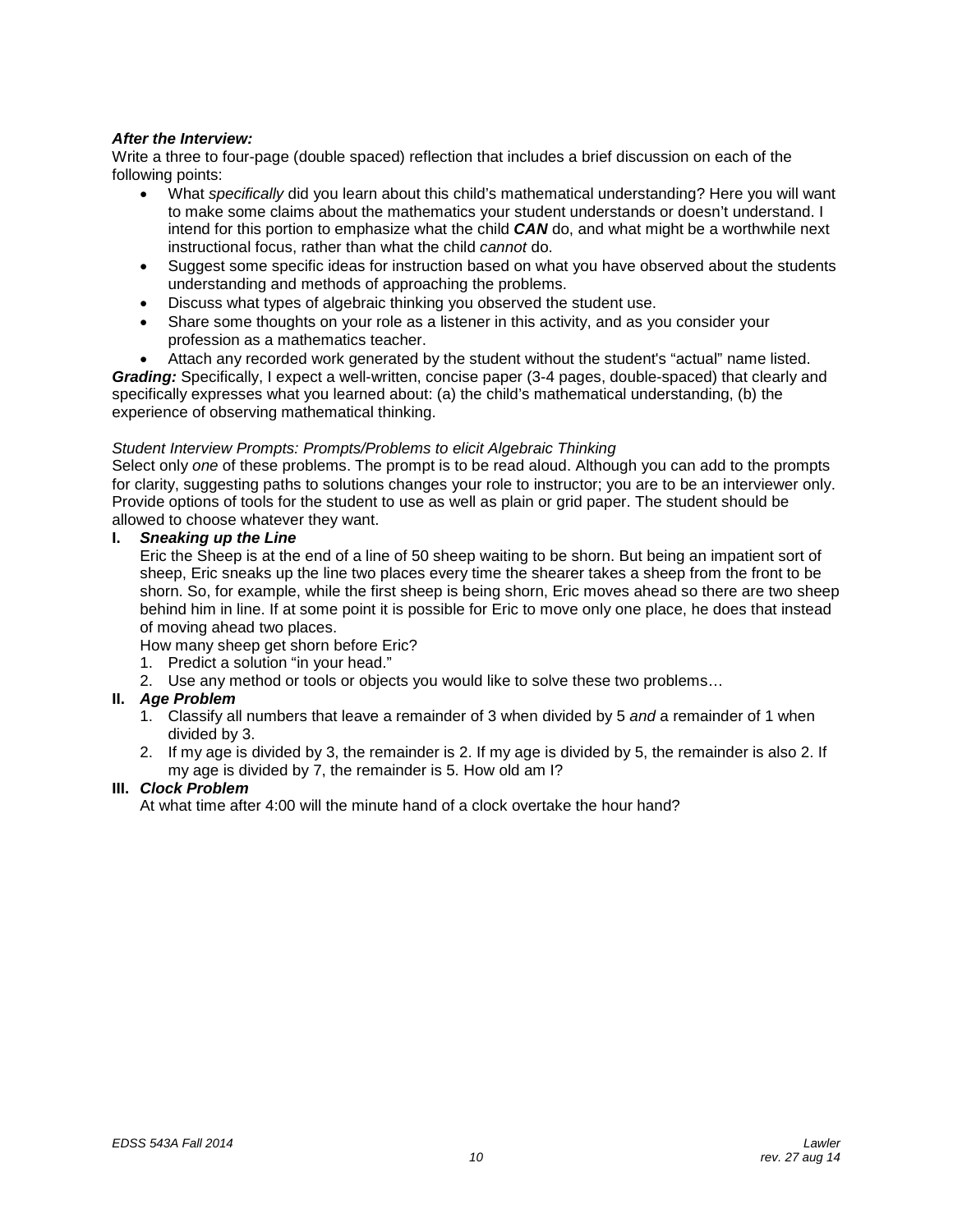***After the Interview:***

Write a three to four-page (double spaced) reflection that includes a brief discussion on each of the following points:

- What *specifically* did you learn about this child's mathematical understanding? Here you will want to make some claims about the mathematics your student understands or doesn't understand. I intend for this portion to emphasize what the child ***CAN*** do, and what might be a worthwhile next instructional focus, rather than what the child *cannot* do.
- Suggest some specific ideas for instruction based on what you have observed about the students understanding and methods of approaching the problems.
- Discuss what types of algebraic thinking you observed the student use.
- Share some thoughts on your role as a listener in this activity, and as you consider your profession as a mathematics teacher.
- Attach any recorded work generated by the student without the student's "actual" name listed.

***Grading:*** Specifically, I expect a well-written, concise paper (3-4 pages, double-spaced) that clearly and specifically expresses what you learned about: (a) the child's mathematical understanding, (b) the experience of observing mathematical thinking.

*Student Interview Prompts: Prompts/Problems to elicit Algebraic Thinking*

Select only *one* of these problems. The prompt is to be read aloud. Although you can add to the prompts for clarity, suggesting paths to solutions changes your role to instructor; you are to be an interviewer only. Provide options of tools for the student to use as well as plain or grid paper. The student should be allowed to choose whatever they want.

**I. *Sneaking up the Line***

Eric the Sheep is at the end of a line of 50 sheep waiting to be shorn. But being an impatient sort of sheep, Eric sneaks up the line two places every time the shearer takes a sheep from the front to be shorn. So, for example, while the first sheep is being shorn, Eric moves ahead so there are two sheep behind him in line. If at some point it is possible for Eric to move only one place, he does that instead of moving ahead two places.

How many sheep get shorn before Eric?

1. Predict a solution "in your head."
2. Use any method or tools or objects you would like to solve these two problems…

**II. *Age Problem***

1. Classify all numbers that leave a remainder of 3 when divided by 5 *and* a remainder of 1 when divided by 3.
2. If my age is divided by 3, the remainder is 2. If my age is divided by 5, the remainder is also 2. If my age is divided by 7, the remainder is 5. How old am I?

**III. *Clock Problem***

At what time after 4:00 will the minute hand of a clock overtake the hour hand?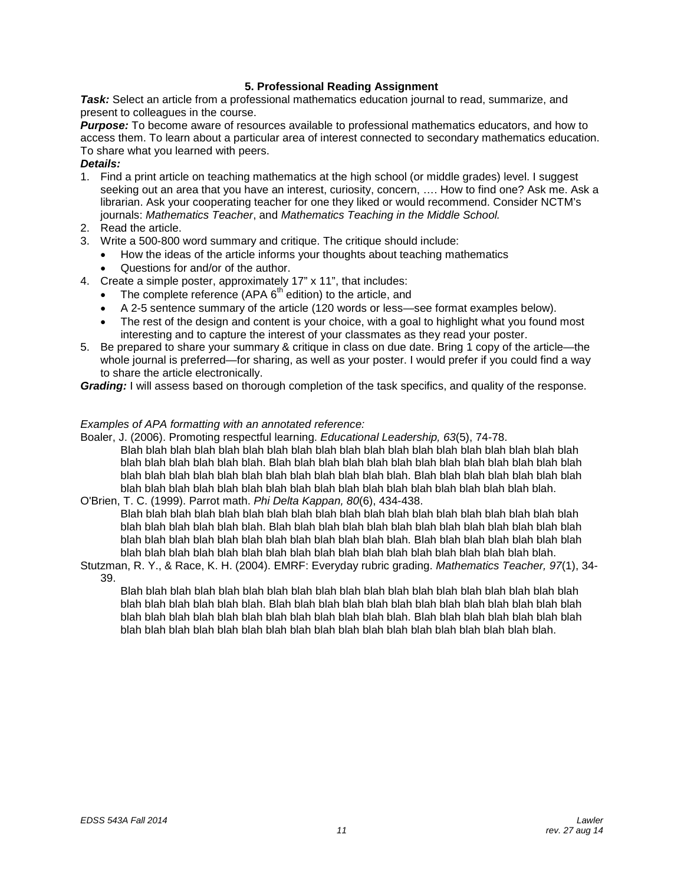## 5. Professional Reading Assignment

***Task:*** Select an article from a professional mathematics education journal to read, summarize, and present to colleagues in the course.

***Purpose:*** To become aware of resources available to professional mathematics educators, and how to access them. To learn about a particular area of interest connected to secondary mathematics education. To share what you learned with peers.

***Details:***

1. Find a print article on teaching mathematics at the high school (or middle grades) level. I suggest seeking out an area that you have an interest, curiosity, concern, …. How to find one? Ask me. Ask a librarian. Ask your cooperating teacher for one they liked or would recommend. Consider NCTM's journals: *Mathematics Teacher*, and *Mathematics Teaching in the Middle School.*
2. Read the article.
3. Write a 500-800 word summary and critique. The critique should include:
   - How the ideas of the article informs your thoughts about teaching mathematics
   - Questions for and/or of the author.
4. Create a simple poster, approximately 17" x 11", that includes:
   - The complete reference (APA 6th edition) to the article, and
   - A 2-5 sentence summary of the article (120 words or less—see format examples below).
   - The rest of the design and content is your choice, with a goal to highlight what you found most interesting and to capture the interest of your classmates as they read your poster.
5. Be prepared to share your summary & critique in class on due date. Bring 1 copy of the article—the whole journal is preferred—for sharing, as well as your poster. I would prefer if you could find a way to share the article electronically.

***Grading:*** I will assess based on thorough completion of the task specifics, and quality of the response.

*Examples of APA formatting with an annotated reference:*

Boaler, J. (2006). Promoting respectful learning. *Educational Leadership, 63*(5), 74-78.

> Blah blah blah blah blah blah blah blah blah blah blah blah blah blah blah blah blah blah blah blah blah blah blah blah. Blah blah blah blah blah blah blah blah blah blah blah blah blah blah blah blah blah blah blah blah blah blah blah blah. Blah blah blah blah blah blah blah blah blah blah blah blah blah blah blah blah blah blah blah blah blah blah blah.

O'Brien, T. C. (1999). Parrot math. *Phi Delta Kappan, 80*(6), 434-438.

> Blah blah blah blah blah blah blah blah blah blah blah blah blah blah blah blah blah blah blah blah blah blah blah blah. Blah blah blah blah blah blah blah blah blah blah blah blah blah blah blah blah blah blah blah blah blah blah blah blah. Blah blah blah blah blah blah blah blah blah blah blah blah blah blah blah blah blah blah blah blah blah blah blah.

Stutzman, R. Y., & Race, K. H. (2004). EMRF: Everyday rubric grading. *Mathematics Teacher, 97*(1), 34-39.

> Blah blah blah blah blah blah blah blah blah blah blah blah blah blah blah blah blah blah blah blah blah blah blah blah. Blah blah blah blah blah blah blah blah blah blah blah blah blah blah blah blah blah blah blah blah blah blah blah blah. Blah blah blah blah blah blah blah blah blah blah blah blah blah blah blah blah blah blah blah blah blah blah blah.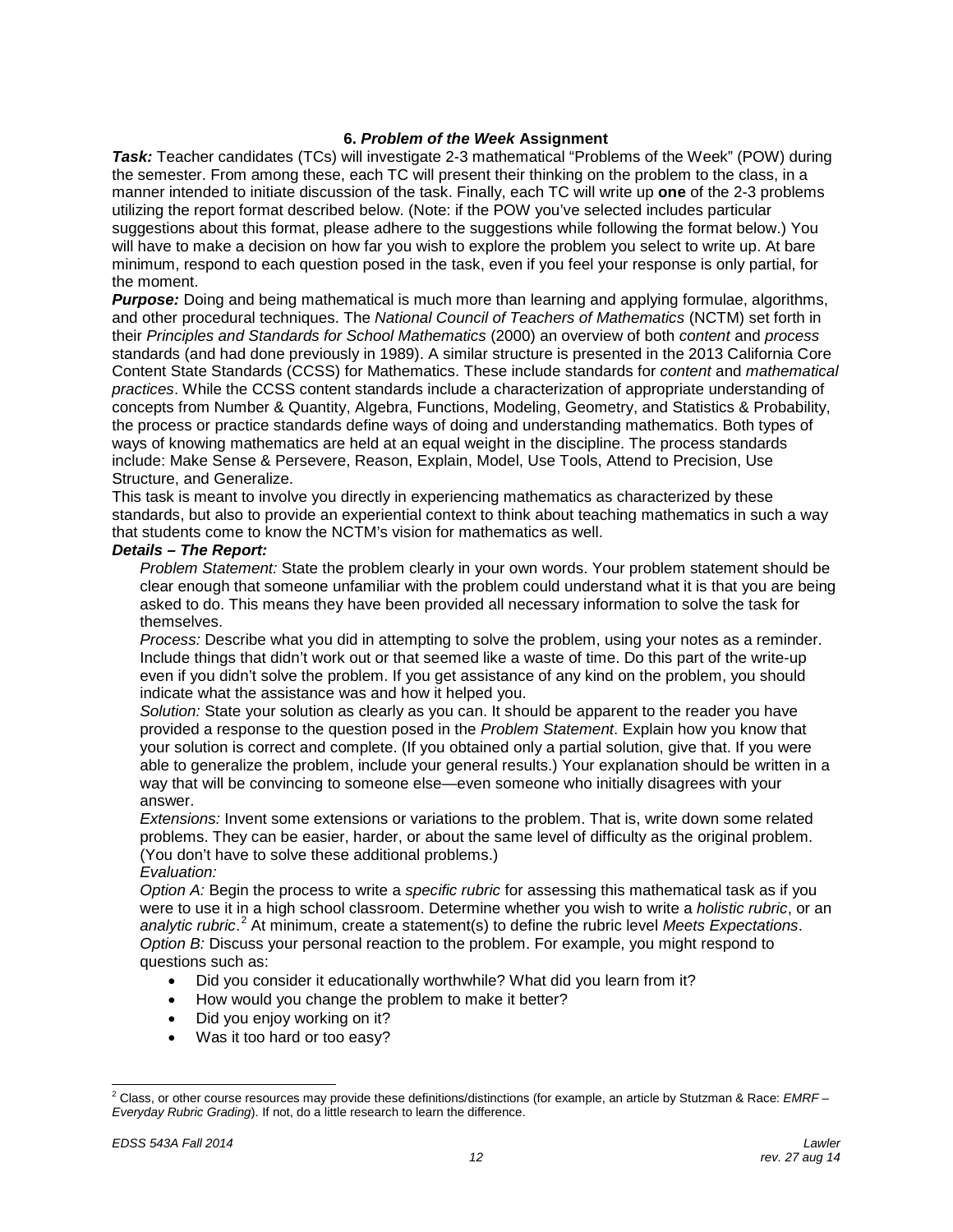### 6. *Problem of the Week* Assignment

***Task:*** Teacher candidates (TCs) will investigate 2-3 mathematical "Problems of the Week" (POW) during the semester. From among these, each TC will present their thinking on the problem to the class, in a manner intended to initiate discussion of the task. Finally, each TC will write up **one** of the 2-3 problems utilizing the report format described below. (Note: if the POW you've selected includes particular suggestions about this format, please adhere to the suggestions while following the format below.) You will have to make a decision on how far you wish to explore the problem you select to write up. At bare minimum, respond to each question posed in the task, even if you feel your response is only partial, for the moment.

***Purpose:*** Doing and being mathematical is much more than learning and applying formulae, algorithms, and other procedural techniques. The *National Council of Teachers of Mathematics* (NCTM) set forth in their *Principles and Standards for School Mathematics* (2000) an overview of both *content* and *process* standards (and had done previously in 1989). A similar structure is presented in the 2013 California Core Content State Standards (CCSS) for Mathematics. These include standards for *content* and *mathematical practices*. While the CCSS content standards include a characterization of appropriate understanding of concepts from Number & Quantity, Algebra, Functions, Modeling, Geometry, and Statistics & Probability, the process or practice standards define ways of doing and understanding mathematics. Both types of ways of knowing mathematics are held at an equal weight in the discipline. The process standards include: Make Sense & Persevere, Reason, Explain, Model, Use Tools, Attend to Precision, Use Structure, and Generalize.

This task is meant to involve you directly in experiencing mathematics as characterized by these standards, but also to provide an experiential context to think about teaching mathematics in such a way that students come to know the NCTM's vision for mathematics as well.

***Details – The Report:***

*Problem Statement:* State the problem clearly in your own words. Your problem statement should be clear enough that someone unfamiliar with the problem could understand what it is that you are being asked to do. This means they have been provided all necessary information to solve the task for themselves.

*Process:* Describe what you did in attempting to solve the problem, using your notes as a reminder. Include things that didn't work out or that seemed like a waste of time. Do this part of the write-up even if you didn't solve the problem. If you get assistance of any kind on the problem, you should indicate what the assistance was and how it helped you.

*Solution:* State your solution as clearly as you can. It should be apparent to the reader you have provided a response to the question posed in the *Problem Statement*. Explain how you know that your solution is correct and complete. (If you obtained only a partial solution, give that. If you were able to generalize the problem, include your general results.) Your explanation should be written in a way that will be convincing to someone else—even someone who initially disagrees with your answer.

*Extensions:* Invent some extensions or variations to the problem. That is, write down some related problems. They can be easier, harder, or about the same level of difficulty as the original problem. (You don't have to solve these additional problems.)

*Evaluation:*

*Option A:* Begin the process to write a *specific rubric* for assessing this mathematical task as if you were to use it in a high school classroom. Determine whether you wish to write a *holistic rubric*, or an *analytic rubric*.[2] At minimum, create a statement(s) to define the rubric level *Meets Expectations*.

*Option B:* Discuss your personal reaction to the problem. For example, you might respond to questions such as:

- Did you consider it educationally worthwhile? What did you learn from it?
- How would you change the problem to make it better?
- Did you enjoy working on it?
- Was it too hard or too easy?

---

[2] Class, or other course resources may provide these definitions/distinctions (for example, an article by Stutzman & Race: *EMRF – Everyday Rubric Grading*). If not, do a little research to learn the difference.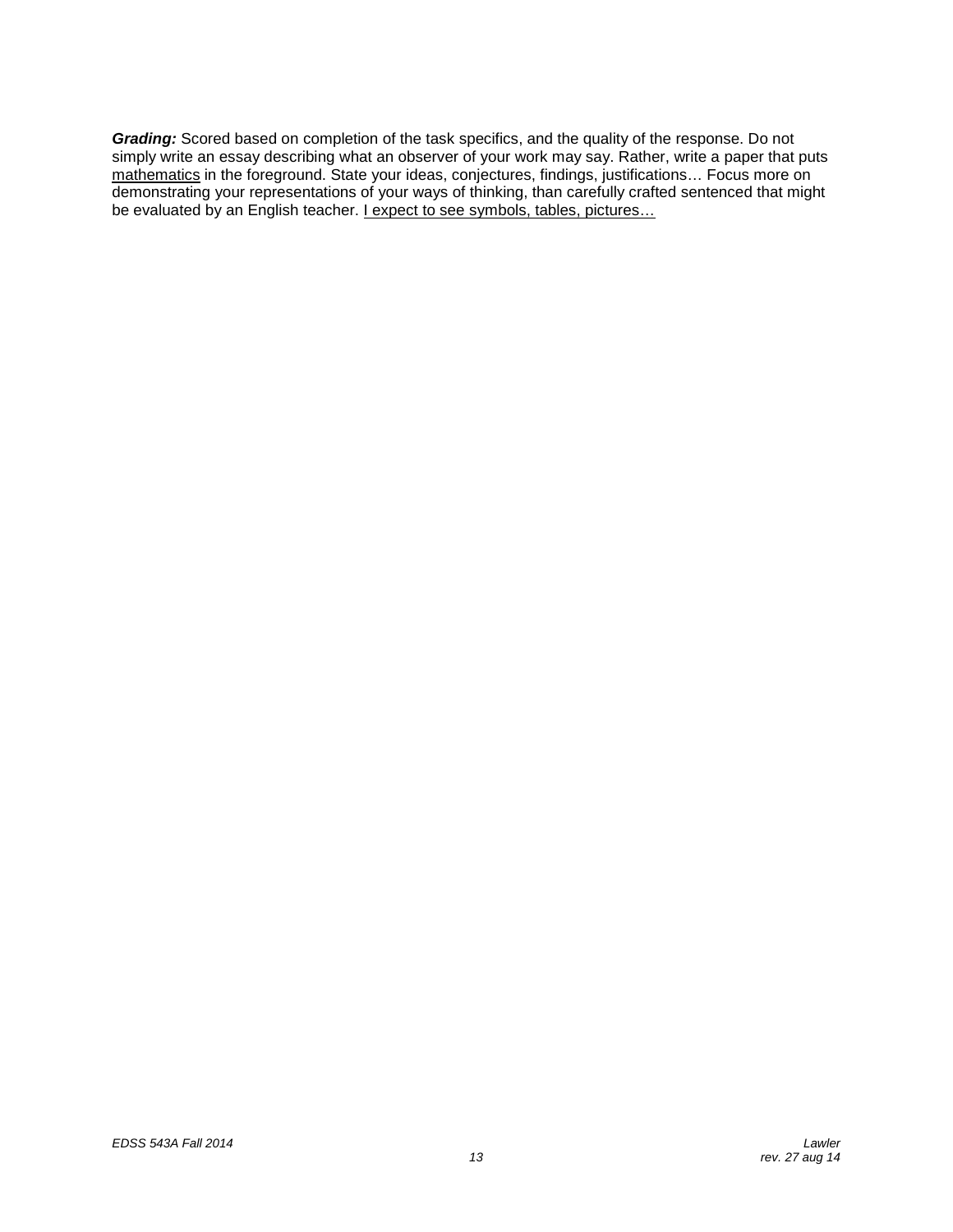***Grading:*** Scored based on completion of the task specifics, and the quality of the response. Do not simply write an essay describing what an observer of your work may say. Rather, write a paper that puts <u>mathematics</u> in the foreground. State your ideas, conjectures, findings, justifications… Focus more on demonstrating your representations of your ways of thinking, than carefully crafted sentenced that might be evaluated by an English teacher. <u>I expect to see symbols, tables, pictures…</u>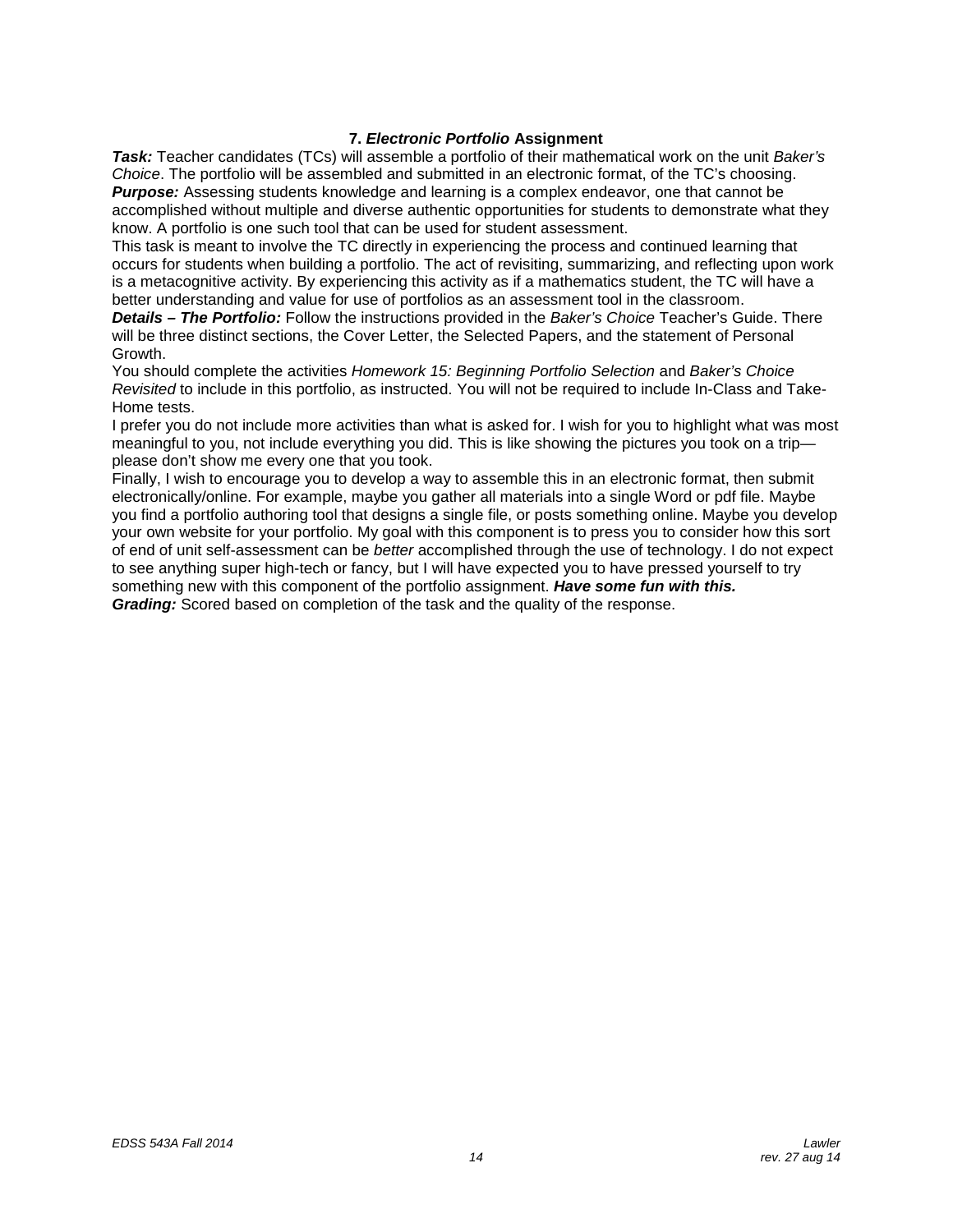### 7. *Electronic Portfolio* Assignment

***Task:*** Teacher candidates (TCs) will assemble a portfolio of their mathematical work on the unit *Baker's Choice*. The portfolio will be assembled and submitted in an electronic format, of the TC's choosing.

***Purpose:*** Assessing students knowledge and learning is a complex endeavor, one that cannot be accomplished without multiple and diverse authentic opportunities for students to demonstrate what they know. A portfolio is one such tool that can be used for student assessment.

This task is meant to involve the TC directly in experiencing the process and continued learning that occurs for students when building a portfolio. The act of revisiting, summarizing, and reflecting upon work is a metacognitive activity. By experiencing this activity as if a mathematics student, the TC will have a better understanding and value for use of portfolios as an assessment tool in the classroom.

***Details – The Portfolio:*** Follow the instructions provided in the *Baker's Choice* Teacher's Guide. There will be three distinct sections, the Cover Letter, the Selected Papers, and the statement of Personal Growth.

You should complete the activities *Homework 15: Beginning Portfolio Selection* and *Baker's Choice Revisited* to include in this portfolio, as instructed. You will not be required to include In-Class and Take-Home tests.

I prefer you do not include more activities than what is asked for. I wish for you to highlight what was most meaningful to you, not include everything you did. This is like showing the pictures you took on a trip—please don't show me every one that you took.

Finally, I wish to encourage you to develop a way to assemble this in an electronic format, then submit electronically/online. For example, maybe you gather all materials into a single Word or pdf file. Maybe you find a portfolio authoring tool that designs a single file, or posts something online. Maybe you develop your own website for your portfolio. My goal with this component is to press you to consider how this sort of end of unit self-assessment can be *better* accomplished through the use of technology. I do not expect to see anything super high-tech or fancy, but I will have expected you to have pressed yourself to try something new with this component of the portfolio assignment. ***Have some fun with this.***

***Grading:*** Scored based on completion of the task and the quality of the response.